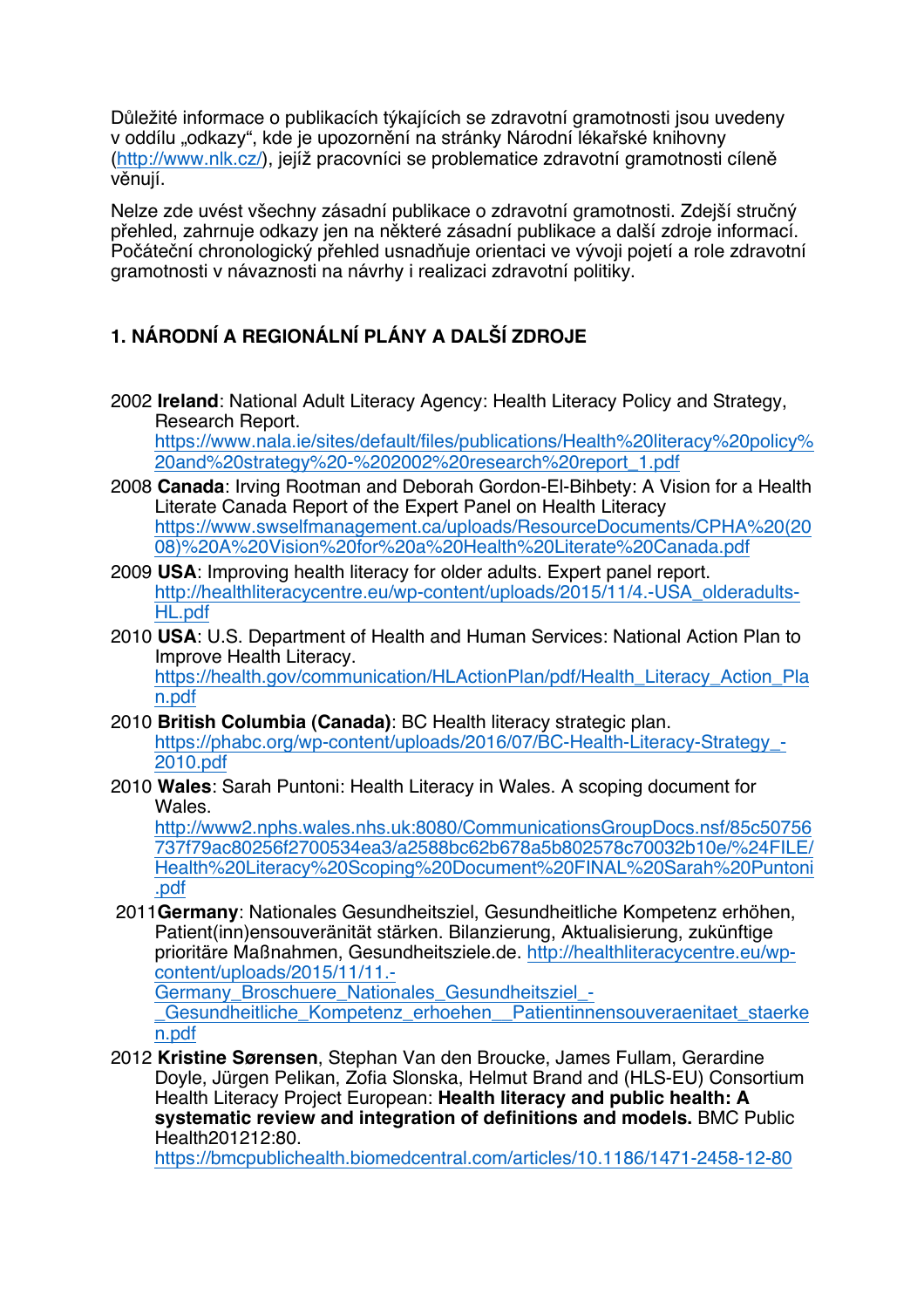Důležité informace o publikacích týkajících se zdravotní gramotnosti jsou uvedeny v oddílu „odkazy“, kde je upozornění na stránky Národní lékařské knihovny (http://www.nlk.cz/), jejíž pracovníci se problematice zdravotní gramotnosti cíleně věnují.

Nelze zde uvést všechny zásadní publikace o zdravotní gramotnosti. Zdejší stručný přehled, zahrnuje odkazy jen na některé zásadní publikace a další zdroje informací. Počáteční chronologický přehled usnadňuje orientaci ve vývoji pojetí a role zdravotní gramotnosti v návaznosti na návrhy i realizaci zdravotní politiky.

## 1. NÁRODNÍ A REGIONÁLNÍ PLÁNY A DALŠÍ ZDROJE

2002 **Ireland**: National Adult Literacy Agency: Health Literacy Policy and Strategy, Research Report.
https://www.nala.ie/sites/default/files/publications/Health%20literacy%20policy%20and%20strategy%20-%202002%20research%20report_1.pdf

2008 **Canada**: Irving Rootman and Deborah Gordon-El-Bihbety: A Vision for a Health Literate Canada Report of the Expert Panel on Health Literacy
https://www.swselfmanagement.ca/uploads/ResourceDocuments/CPHA%20(2008)%20A%20Vision%20for%20a%20Health%20Literate%20Canada.pdf

2009 **USA**: Improving health literacy for older adults. Expert panel report.
http://healthliteracycentre.eu/wp-content/uploads/2015/11/4.-USA_olderadults-HL.pdf

2010 **USA**: U.S. Department of Health and Human Services: National Action Plan to Improve Health Literacy.
https://health.gov/communication/HLActionPlan/pdf/Health_Literacy_Action_Plan.pdf

2010 **British Columbia (Canada)**: BC Health literacy strategic plan.
https://phabc.org/wp-content/uploads/2016/07/BC-Health-Literacy-Strategy_-2010.pdf

2010 **Wales**: Sarah Puntoni: Health Literacy in Wales. A scoping document for Wales.
http://www2.nphs.wales.nhs.uk:8080/CommunicationsGroupDocs.nsf/85c50756737f79ac80256f2700534ea3/a2588bc62b678a5b802578c70032b10e/%24FILE/Health%20Literacy%20Scoping%20Document%20FINAL%20Sarah%20Puntoni.pdf

2011 **Germany**: Nationales Gesundheitsziel, Gesundheitliche Kompetenz erhöhen, Patient(inn)ensouveränität stärken. Bilanzierung, Aktualisierung, zukünftige prioritäre Maßnahmen, Gesundheitsziele.de. http://healthliteracycentre.eu/wp-content/uploads/2015/11/11.-Germany_Broschuere_Nationales_Gesundheitsziel_-_Gesundheitliche_Kompetenz_erhoehen__Patientinnensouveraenitaet_staerken.pdf

2012 **Kristine Sørensen**, Stephan Van den Broucke, James Fullam, Gerardine Doyle, Jürgen Pelikan, Zofia Slonska, Helmut Brand and (HLS-EU) Consortium Health Literacy Project European: **Health literacy and public health: A systematic review and integration of definitions and models.** BMC Public Health201212:80.
https://bmcpublichealth.biomedcentral.com/articles/10.1186/1471-2458-12-80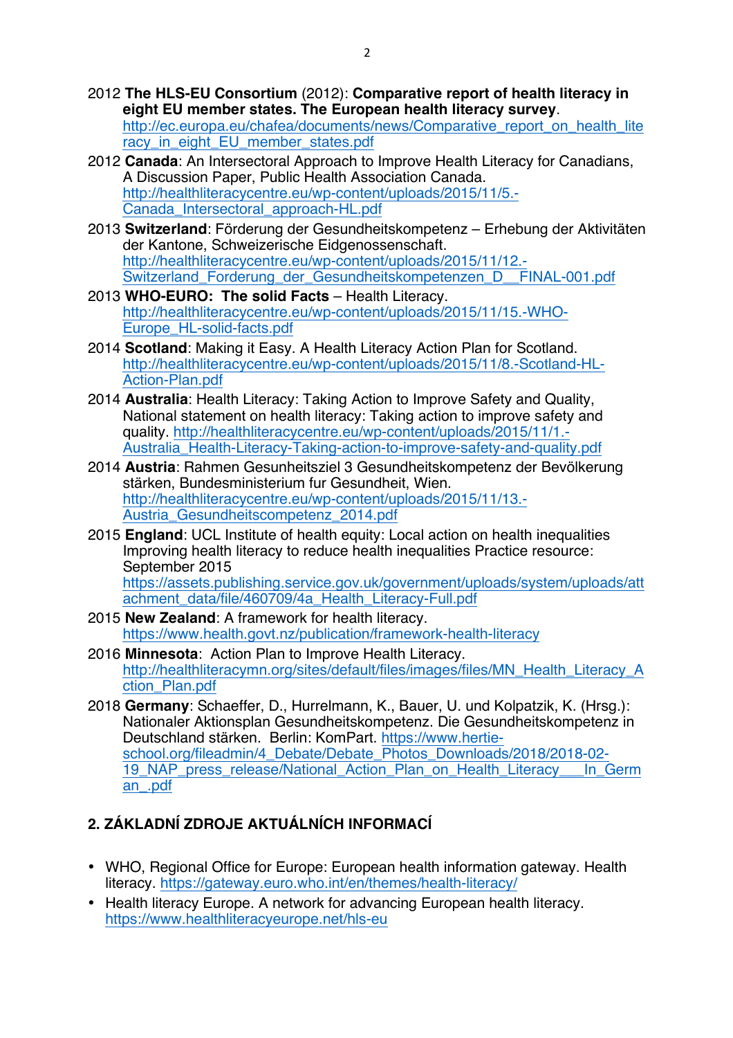2012 **The HLS-EU Consortium** (2012): **Comparative report of health literacy in eight EU member states. The European health literacy survey**. http://ec.europa.eu/chafea/documents/news/Comparative_report_on_health_literacy_in_eight_EU_member_states.pdf

2012 **Canada**: An Intersectoral Approach to Improve Health Literacy for Canadians, A Discussion Paper, Public Health Association Canada. http://healthliteracycentre.eu/wp-content/uploads/2015/11/5.-Canada_Intersectoral_approach-HL.pdf

2013 **Switzerland**: Förderung der Gesundheitskompetenz – Erhebung der Aktivitäten der Kantone, Schweizerische Eidgenossenschaft. http://healthliteracycentre.eu/wp-content/uploads/2015/11/12.-Switzerland_Forderung_der_Gesundheitskompetenzen_D__FINAL-001.pdf

2013 **WHO-EURO: The solid Facts** – Health Literacy. http://healthliteracycentre.eu/wp-content/uploads/2015/11/15.-WHO-Europe_HL-solid-facts.pdf

2014 **Scotland**: Making it Easy. A Health Literacy Action Plan for Scotland. http://healthliteracycentre.eu/wp-content/uploads/2015/11/8.-Scotland-HL-Action-Plan.pdf

2014 **Australia**: Health Literacy: Taking Action to Improve Safety and Quality, National statement on health literacy: Taking action to improve safety and quality. http://healthliteracycentre.eu/wp-content/uploads/2015/11/1.-Australia_Health-Literacy-Taking-action-to-improve-safety-and-quality.pdf

2014 **Austria**: Rahmen Gesunheitsziel 3 Gesundheitskompetenz der Bevölkerung stärken, Bundesministerium fur Gesundheit, Wien. http://healthliteracycentre.eu/wp-content/uploads/2015/11/13.-Austria_Gesundheitscompetenz_2014.pdf

2015 **England**: UCL Institute of health equity: Local action on health inequalities Improving health literacy to reduce health inequalities Practice resource: September 2015 https://assets.publishing.service.gov.uk/government/uploads/system/uploads/attachment_data/file/460709/4a_Health_Literacy-Full.pdf

2015 **New Zealand**: A framework for health literacy. https://www.health.govt.nz/publication/framework-health-literacy

2016 **Minnesota**: Action Plan to Improve Health Literacy. http://healthliteracymn.org/sites/default/files/images/files/MN_Health_Literacy_Action_Plan.pdf

2018 **Germany**: Schaeffer, D., Hurrelmann, K., Bauer, U. und Kolpatzik, K. (Hrsg.): Nationaler Aktionsplan Gesundheitskompetenz. Die Gesundheitskompetenz in Deutschland stärken. Berlin: KomPart. https://www.hertie-school.org/fileadmin/4_Debate/Debate_Photos_Downloads/2018/2018-02-19_NAP_press_release/National_Action_Plan_on_Health_Literacy___In_German_.pdf

## 2. ZÁKLADNÍ ZDROJE AKTUÁLNÍCH INFORMACÍ

- WHO, Regional Office for Europe: European health information gateway. Health literacy. https://gateway.euro.who.int/en/themes/health-literacy/
- Health literacy Europe. A network for advancing European health literacy. https://www.healthliteracyeurope.net/hls-eu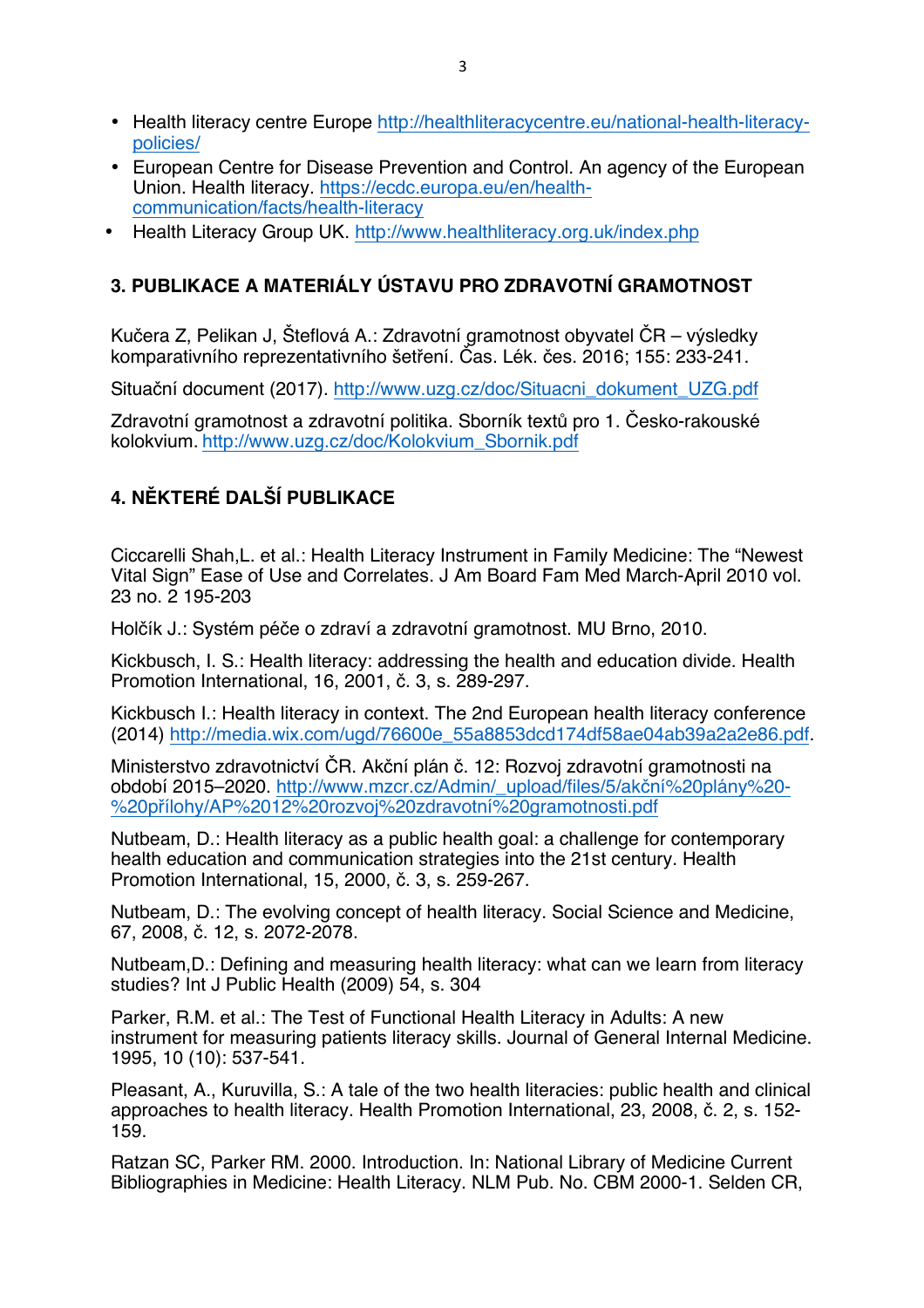- Health literacy centre Europe http://healthliteracycentre.eu/national-health-literacy-policies/
- European Centre for Disease Prevention and Control. An agency of the European Union. Health literacy. https://ecdc.europa.eu/en/health-communication/facts/health-literacy
- Health Literacy Group UK. http://www.healthliteracy.org.uk/index.php

## 3. PUBLIKACE A MATERIÁLY ÚSTAVU PRO ZDRAVOTNÍ GRAMOTNOST

Kučera Z, Pelikan J, Šteflová A.: Zdravotní gramotnost obyvatel ČR – výsledky komparativního reprezentativního šetření. Čas. Lék. čes. 2016; 155: 233-241.

Situační document (2017). http://www.uzg.cz/doc/Situacni_dokument_UZG.pdf

Zdravotní gramotnost a zdravotní politika. Sborník textů pro 1. Česko-rakouské kolokvium. http://www.uzg.cz/doc/Kolokvium_Sbornik.pdf

## 4. NĚKTERÉ DALŠÍ PUBLIKACE

Ciccarelli Shah,L. et al.: Health Literacy Instrument in Family Medicine: The "Newest Vital Sign" Ease of Use and Correlates. J Am Board Fam Med March-April 2010 vol. 23 no. 2 195-203

Holčík J.: Systém péče o zdraví a zdravotní gramotnost. MU Brno, 2010.

Kickbusch, I. S.: Health literacy: addressing the health and education divide. Health Promotion International, 16, 2001, č. 3, s. 289-297.

Kickbusch I.: Health literacy in context. The 2nd European health literacy conference (2014) http://media.wix.com/ugd/76600e_55a8853dcd174df58ae04ab39a2a2e86.pdf.

Ministerstvo zdravotnictví ČR. Akční plán č. 12: Rozvoj zdravotní gramotnosti na období 2015–2020. http://www.mzcr.cz/Admin/_upload/files/5/akční%20plány%20-%20přílohy/AP%2012%20rozvoj%20zdravotní%20gramotnosti.pdf

Nutbeam, D.: Health literacy as a public health goal: a challenge for contemporary health education and communication strategies into the 21st century. Health Promotion International, 15, 2000, č. 3, s. 259-267.

Nutbeam, D.: The evolving concept of health literacy. Social Science and Medicine, 67, 2008, č. 12, s. 2072-2078.

Nutbeam,D.: Defining and measuring health literacy: what can we learn from literacy studies? Int J Public Health (2009) 54, s. 304

Parker, R.M. et al.: The Test of Functional Health Literacy in Adults: A new instrument for measuring patients literacy skills. Journal of General Internal Medicine. 1995, 10 (10): 537-541.

Pleasant, A., Kuruvilla, S.: A tale of the two health literacies: public health and clinical approaches to health literacy. Health Promotion International, 23, 2008, č. 2, s. 152-159.

Ratzan SC, Parker RM. 2000. Introduction. In: National Library of Medicine Current Bibliographies in Medicine: Health Literacy. NLM Pub. No. CBM 2000-1. Selden CR,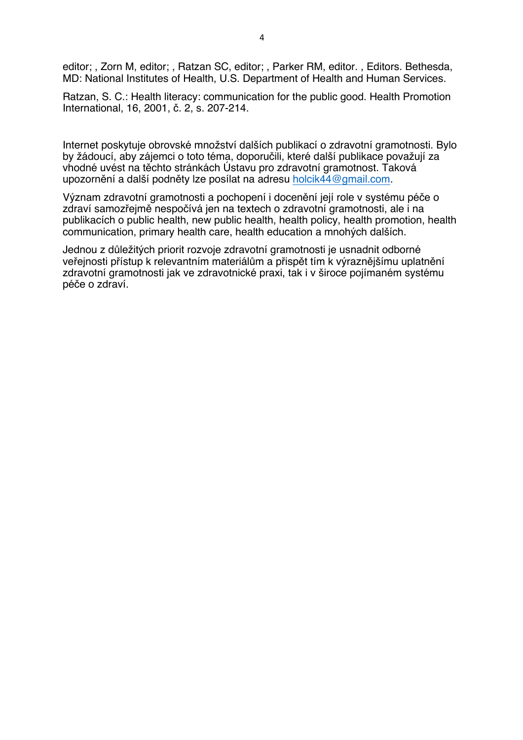editor; , Zorn M, editor; , Ratzan SC, editor; , Parker RM, editor. , Editors. Bethesda, MD: National Institutes of Health, U.S. Department of Health and Human Services.

Ratzan, S. C.: Health literacy: communication for the public good. Health Promotion International, 16, 2001, č. 2, s. 207-214.

Internet poskytuje obrovské množství dalších publikací o zdravotní gramotnosti. Bylo by žádoucí, aby zájemci o toto téma, doporučili, které další publikace považují za vhodné uvést na těchto stránkách Ústavu pro zdravotní gramotnost. Taková upozornění a další podněty lze posílat na adresu holcik44@gmail.com.

Význam zdravotní gramotnosti a pochopení i docenění její role v systému péče o zdraví samozřejmě nespočívá jen na textech o zdravotní gramotnosti, ale i na publikacích o public health, new public health, health policy, health promotion, health communication, primary health care, health education a mnohých dalších.

Jednou z důležitých priorit rozvoje zdravotní gramotnosti je usnadnit odborné veřejnosti přístup k relevantním materiálům a přispět tím k výraznějšímu uplatnění zdravotní gramotnosti jak ve zdravotnické praxi, tak i v široce pojímaném systému péče o zdraví.